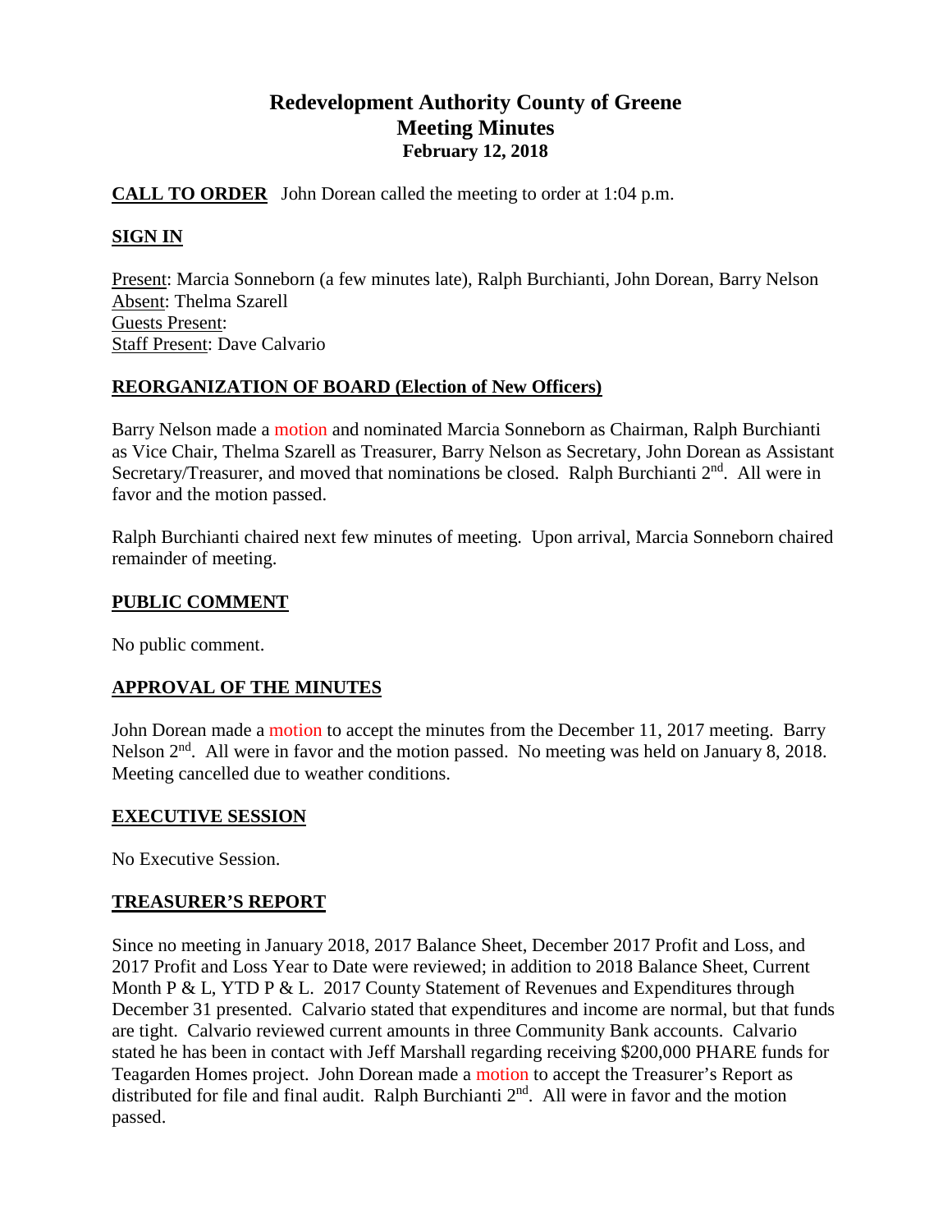# Redevelopment Authority County of Greene
## Meeting Minutes
### February 12, 2018

**CALL TO ORDER** John Dorean called the meeting to order at 1:04 p.m.

**SIGN IN**

Present: Marcia Sonneborn (a few minutes late), Ralph Burchianti, John Dorean, Barry Nelson
Absent: Thelma Szarell
Guests Present:
Staff Present: Dave Calvario

**REORGANIZATION OF BOARD (Election of New Officers)**

Barry Nelson made a motion and nominated Marcia Sonneborn as Chairman, Ralph Burchianti as Vice Chair, Thelma Szarell as Treasurer, Barry Nelson as Secretary, John Dorean as Assistant Secretary/Treasurer, and moved that nominations be closed. Ralph Burchianti 2nd. All were in favor and the motion passed.

Ralph Burchianti chaired next few minutes of meeting. Upon arrival, Marcia Sonneborn chaired remainder of meeting.

**PUBLIC COMMENT**

No public comment.

**APPROVAL OF THE MINUTES**

John Dorean made a motion to accept the minutes from the December 11, 2017 meeting. Barry Nelson 2nd. All were in favor and the motion passed. No meeting was held on January 8, 2018. Meeting cancelled due to weather conditions.

**EXECUTIVE SESSION**

No Executive Session.

**TREASURER'S REPORT**

Since no meeting in January 2018, 2017 Balance Sheet, December 2017 Profit and Loss, and 2017 Profit and Loss Year to Date were reviewed; in addition to 2018 Balance Sheet, Current Month P & L, YTD P & L. 2017 County Statement of Revenues and Expenditures through December 31 presented. Calvario stated that expenditures and income are normal, but that funds are tight. Calvario reviewed current amounts in three Community Bank accounts. Calvario stated he has been in contact with Jeff Marshall regarding receiving $200,000 PHARE funds for Teagarden Homes project. John Dorean made a motion to accept the Treasurer's Report as distributed for file and final audit. Ralph Burchianti 2nd. All were in favor and the motion passed.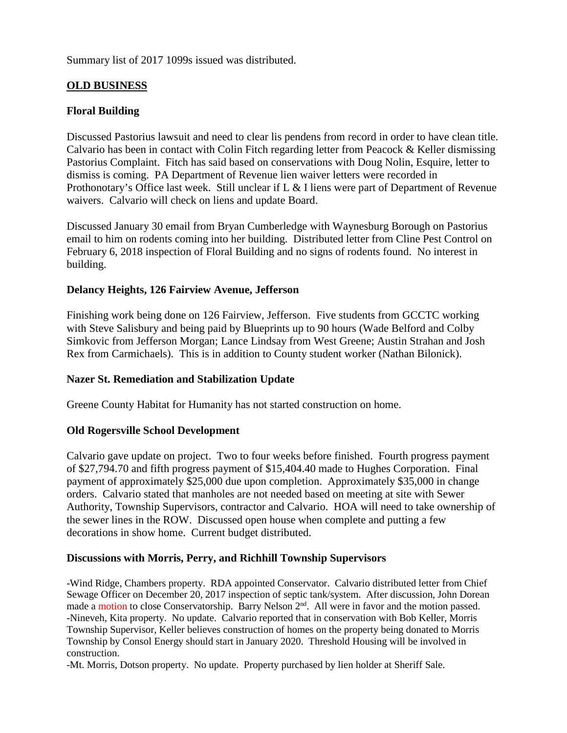Summary list of 2017 1099s issued was distributed.

## **OLD BUSINESS**

### **Floral Building**

Discussed Pastorius lawsuit and need to clear lis pendens from record in order to have clean title. Calvario has been in contact with Colin Fitch regarding letter from Peacock & Keller dismissing Pastorius Complaint. Fitch has said based on conservations with Doug Nolin, Esquire, letter to dismiss is coming. PA Department of Revenue lien waiver letters were recorded in Prothonotary's Office last week. Still unclear if L & I liens were part of Department of Revenue waivers. Calvario will check on liens and update Board.

Discussed January 30 email from Bryan Cumberledge with Waynesburg Borough on Pastorius email to him on rodents coming into her building. Distributed letter from Cline Pest Control on February 6, 2018 inspection of Floral Building and no signs of rodents found. No interest in building.

### **Delancy Heights, 126 Fairview Avenue, Jefferson**

Finishing work being done on 126 Fairview, Jefferson. Five students from GCCTC working with Steve Salisbury and being paid by Blueprints up to 90 hours (Wade Belford and Colby Simkovic from Jefferson Morgan; Lance Lindsay from West Greene; Austin Strahan and Josh Rex from Carmichaels). This is in addition to County student worker (Nathan Bilonick).

### **Nazer St. Remediation and Stabilization Update**

Greene County Habitat for Humanity has not started construction on home.

### **Old Rogersville School Development**

Calvario gave update on project. Two to four weeks before finished. Fourth progress payment of $27,794.70 and fifth progress payment of $15,404.40 made to Hughes Corporation. Final payment of approximately $25,000 due upon completion. Approximately $35,000 in change orders. Calvario stated that manholes are not needed based on meeting at site with Sewer Authority, Township Supervisors, contractor and Calvario. HOA will need to take ownership of the sewer lines in the ROW. Discussed open house when complete and putting a few decorations in show home. Current budget distributed.

### **Discussions with Morris, Perry, and Richhill Township Supervisors**

-Wind Ridge, Chambers property. RDA appointed Conservator. Calvario distributed letter from Chief Sewage Officer on December 20, 2017 inspection of septic tank/system. After discussion, John Dorean made a motion to close Conservatorship. Barry Nelson 2nd. All were in favor and the motion passed.
-Nineveh, Kita property. No update. Calvario reported that in conservation with Bob Keller, Morris Township Supervisor, Keller believes construction of homes on the property being donated to Morris Township by Consol Energy should start in January 2020. Threshold Housing will be involved in construction.
-Mt. Morris, Dotson property. No update. Property purchased by lien holder at Sheriff Sale.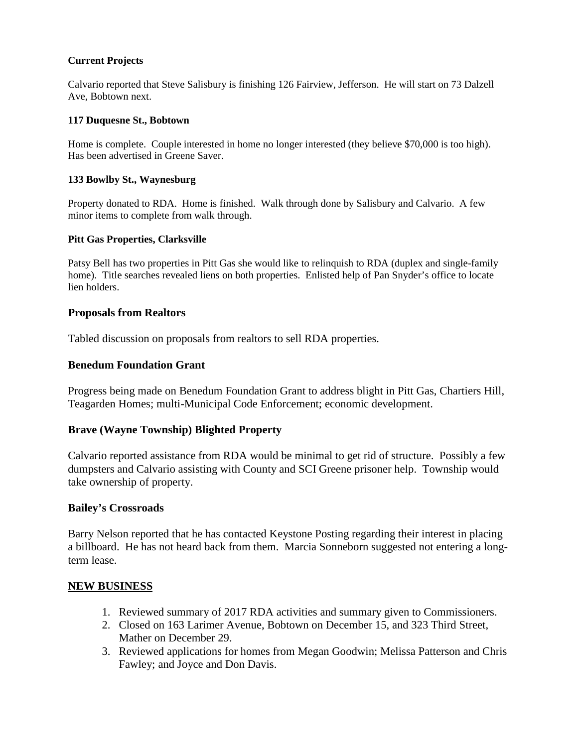**Current Projects**

Calvario reported that Steve Salisbury is finishing 126 Fairview, Jefferson. He will start on 73 Dalzell Ave, Bobtown next.

**117 Duquesne St., Bobtown**

Home is complete. Couple interested in home no longer interested (they believe $70,000 is too high). Has been advertised in Greene Saver.

**133 Bowlby St., Waynesburg**

Property donated to RDA. Home is finished. Walk through done by Salisbury and Calvario. A few minor items to complete from walk through.

**Pitt Gas Properties, Clarksville**

Patsy Bell has two properties in Pitt Gas she would like to relinquish to RDA (duplex and single-family home). Title searches revealed liens on both properties. Enlisted help of Pan Snyder's office to locate lien holders.

### Proposals from Realtors

Tabled discussion on proposals from realtors to sell RDA properties.

### Benedum Foundation Grant

Progress being made on Benedum Foundation Grant to address blight in Pitt Gas, Chartiers Hill, Teagarden Homes; multi-Municipal Code Enforcement; economic development.

### Brave (Wayne Township) Blighted Property

Calvario reported assistance from RDA would be minimal to get rid of structure. Possibly a few dumpsters and Calvario assisting with County and SCI Greene prisoner help. Township would take ownership of property.

### Bailey's Crossroads

Barry Nelson reported that he has contacted Keystone Posting regarding their interest in placing a billboard. He has not heard back from them. Marcia Sonneborn suggested not entering a long-term lease.

## NEW BUSINESS

1. Reviewed summary of 2017 RDA activities and summary given to Commissioners.
2. Closed on 163 Larimer Avenue, Bobtown on December 15, and 323 Third Street, Mather on December 29.
3. Reviewed applications for homes from Megan Goodwin; Melissa Patterson and Chris Fawley; and Joyce and Don Davis.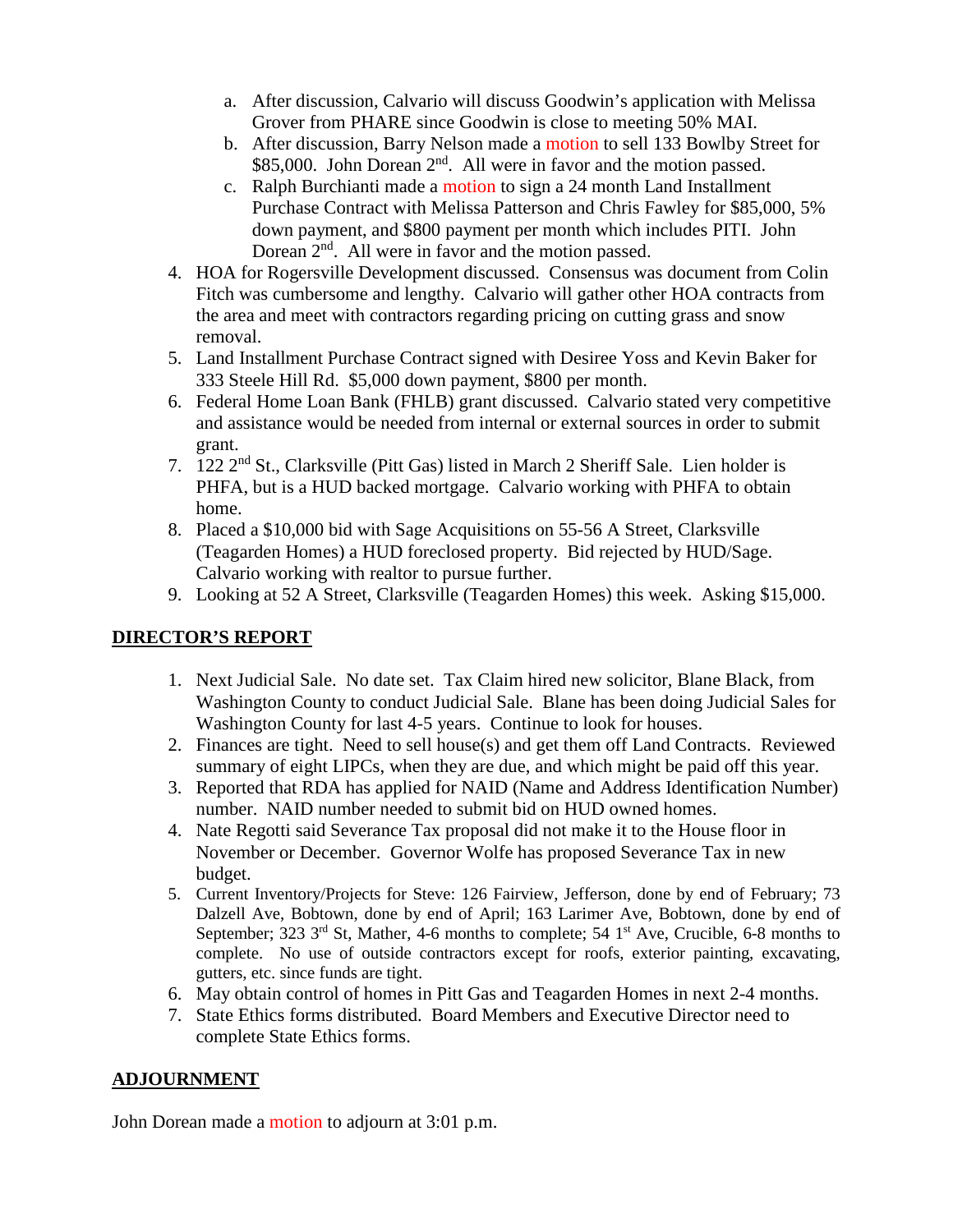a. After discussion, Calvario will discuss Goodwin's application with Melissa Grover from PHARE since Goodwin is close to meeting 50% MAI.
   b. After discussion, Barry Nelson made a motion to sell 133 Bowlby Street for $85,000. John Dorean 2nd. All were in favor and the motion passed.
   c. Ralph Burchianti made a motion to sign a 24 month Land Installment Purchase Contract with Melissa Patterson and Chris Fawley for $85,000, 5% down payment, and $800 payment per month which includes PITI. John Dorean 2nd. All were in favor and the motion passed.

4. HOA for Rogersville Development discussed. Consensus was document from Colin Fitch was cumbersome and lengthy. Calvario will gather other HOA contracts from the area and meet with contractors regarding pricing on cutting grass and snow removal.
5. Land Installment Purchase Contract signed with Desiree Yoss and Kevin Baker for 333 Steele Hill Rd. $5,000 down payment, $800 per month.
6. Federal Home Loan Bank (FHLB) grant discussed. Calvario stated very competitive and assistance would be needed from internal or external sources in order to submit grant.
7. 122 2nd St., Clarksville (Pitt Gas) listed in March 2 Sheriff Sale. Lien holder is PHFA, but is a HUD backed mortgage. Calvario working with PHFA to obtain home.
8. Placed a $10,000 bid with Sage Acquisitions on 55-56 A Street, Clarksville (Teagarden Homes) a HUD foreclosed property. Bid rejected by HUD/Sage. Calvario working with realtor to pursue further.
9. Looking at 52 A Street, Clarksville (Teagarden Homes) this week. Asking $15,000.

## DIRECTOR'S REPORT

1. Next Judicial Sale. No date set. Tax Claim hired new solicitor, Blane Black, from Washington County to conduct Judicial Sale. Blane has been doing Judicial Sales for Washington County for last 4-5 years. Continue to look for houses.
2. Finances are tight. Need to sell house(s) and get them off Land Contracts. Reviewed summary of eight LIPCs, when they are due, and which might be paid off this year.
3. Reported that RDA has applied for NAID (Name and Address Identification Number) number. NAID number needed to submit bid on HUD owned homes.
4. Nate Regotti said Severance Tax proposal did not make it to the House floor in November or December. Governor Wolfe has proposed Severance Tax in new budget.
5. Current Inventory/Projects for Steve: 126 Fairview, Jefferson, done by end of February; 73 Dalzell Ave, Bobtown, done by end of April; 163 Larimer Ave, Bobtown, done by end of September; 323 3rd St, Mather, 4-6 months to complete; 54 1st Ave, Crucible, 6-8 months to complete. No use of outside contractors except for roofs, exterior painting, excavating, gutters, etc. since funds are tight.
6. May obtain control of homes in Pitt Gas and Teagarden Homes in next 2-4 months.
7. State Ethics forms distributed. Board Members and Executive Director need to complete State Ethics forms.

## ADJOURNMENT

John Dorean made a motion to adjourn at 3:01 p.m.